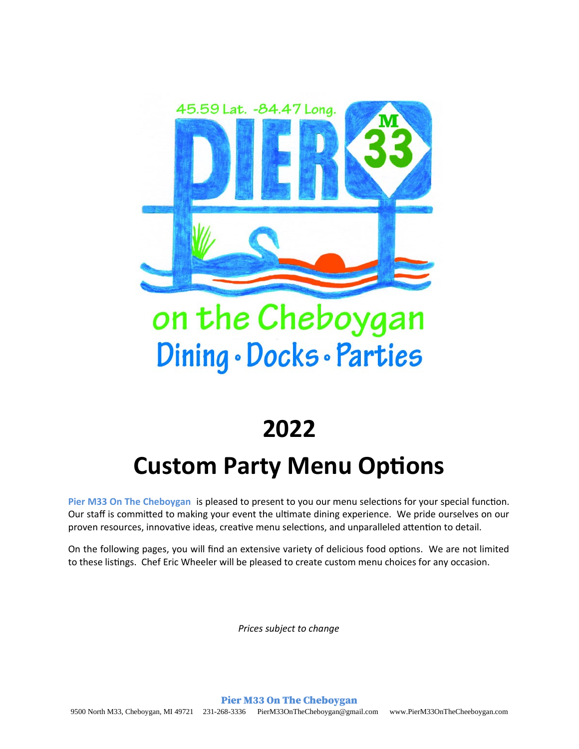45.59 Lat. -84.47 Long.

PIER M 33

on the Cheboygan

Dining • Docks • Parties

# 2022

# Custom Party Menu Options

**Pier M33 On The Cheboygan** is pleased to present to you our menu selections for your special function. Our staff is committed to making your event the ultimate dining experience. We pride ourselves on our proven resources, innovative ideas, creative menu selections, and unparalleled attention to detail.

On the following pages, you will find an extensive variety of delicious food options. We are not limited to these listings. Chef Eric Wheeler will be pleased to create custom menu choices for any occasion.

*Prices subject to change*

**Pier M33 On The Cheboygan**

9500 North M33, Cheboygan, MI 49721  231-268-3336  PierM33OnTheCheboygan@gmail.com  www.PierM33OnTheCheeboygan.com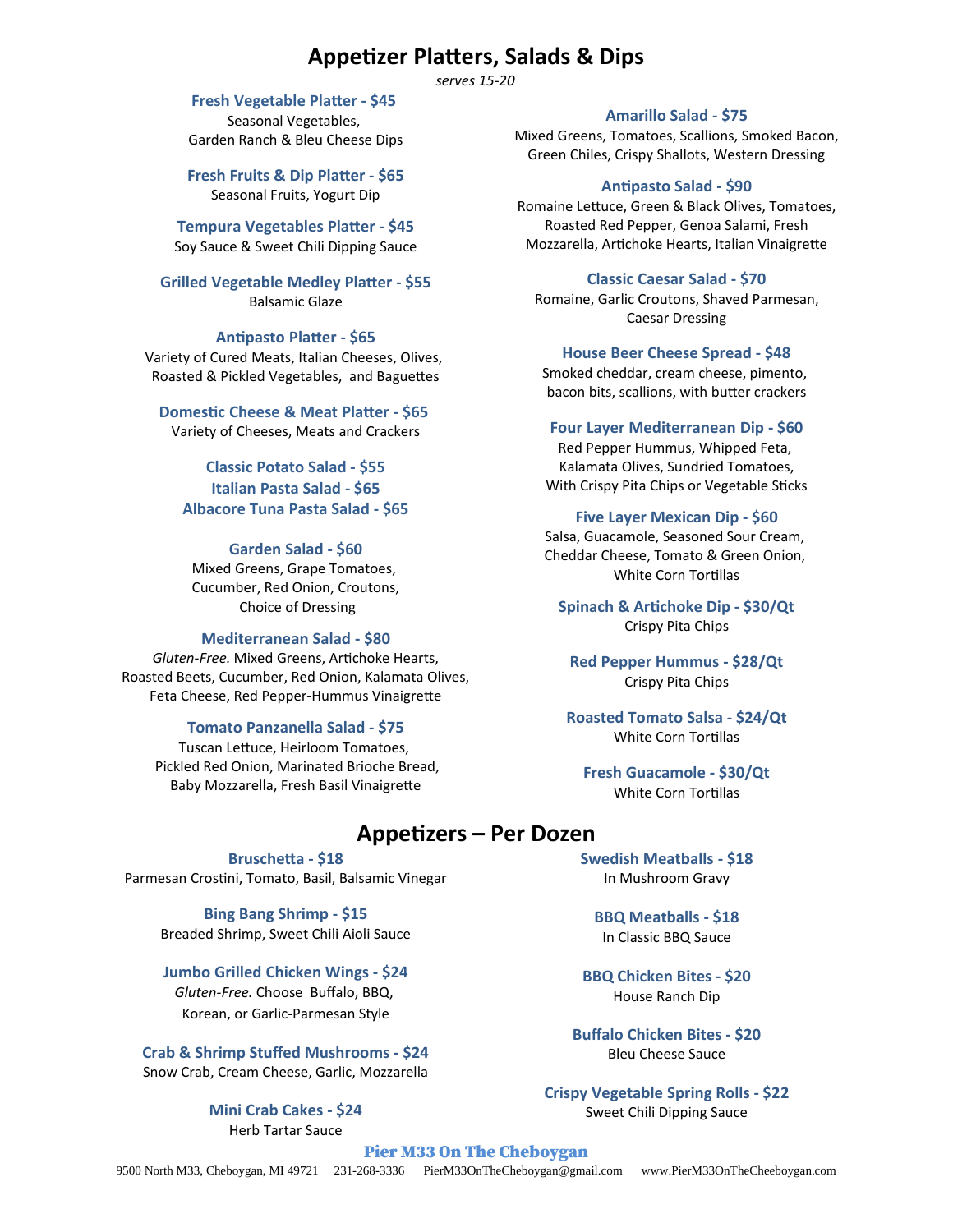# Appetizer Platters, Salads & Dips

*serves 15-20*

**Fresh Vegetable Platter - $45**
Seasonal Vegetables,
Garden Ranch & Bleu Cheese Dips

**Fresh Fruits & Dip Platter - $65**
Seasonal Fruits, Yogurt Dip

**Tempura Vegetables Platter - $45**
Soy Sauce & Sweet Chili Dipping Sauce

**Grilled Vegetable Medley Platter - $55**
Balsamic Glaze

**Antipasto Platter - $65**
Variety of Cured Meats, Italian Cheeses, Olives,
Roasted & Pickled Vegetables, and Baguettes

**Domestic Cheese & Meat Platter - $65**
Variety of Cheeses, Meats and Crackers

**Classic Potato Salad - $55**
**Italian Pasta Salad - $65**
**Albacore Tuna Pasta Salad - $65**

**Garden Salad - $60**
Mixed Greens, Grape Tomatoes,
Cucumber, Red Onion, Croutons,
Choice of Dressing

**Mediterranean Salad - $80**
*Gluten-Free.* Mixed Greens, Artichoke Hearts,
Roasted Beets, Cucumber, Red Onion, Kalamata Olives,
Feta Cheese, Red Pepper-Hummus Vinaigrette

**Tomato Panzanella Salad - $75**
Tuscan Lettuce, Heirloom Tomatoes,
Pickled Red Onion, Marinated Brioche Bread,
Baby Mozzarella, Fresh Basil Vinaigrette

**Amarillo Salad - $75**
Mixed Greens, Tomatoes, Scallions, Smoked Bacon,
Green Chiles, Crispy Shallots, Western Dressing

**Antipasto Salad - $90**
Romaine Lettuce, Green & Black Olives, Tomatoes,
Roasted Red Pepper, Genoa Salami, Fresh
Mozzarella, Artichoke Hearts, Italian Vinaigrette

**Classic Caesar Salad - $70**
Romaine, Garlic Croutons, Shaved Parmesan,
Caesar Dressing

**House Beer Cheese Spread - $48**
Smoked cheddar, cream cheese, pimento,
bacon bits, scallions, with butter crackers

**Four Layer Mediterranean Dip - $60**
Red Pepper Hummus, Whipped Feta,
Kalamata Olives, Sundried Tomatoes,
With Crispy Pita Chips or Vegetable Sticks

**Five Layer Mexican Dip - $60**
Salsa, Guacamole, Seasoned Sour Cream,
Cheddar Cheese, Tomato & Green Onion,
White Corn Tortillas

**Spinach & Artichoke Dip - $30/Qt**
Crispy Pita Chips

**Red Pepper Hummus - $28/Qt**
Crispy Pita Chips

**Roasted Tomato Salsa - $24/Qt**
White Corn Tortillas

**Fresh Guacamole - $30/Qt**
White Corn Tortillas

# Appetizers – Per Dozen

**Bruschetta - $18**
Parmesan Crostini, Tomato, Basil, Balsamic Vinegar

**Bing Bang Shrimp - $15**
Breaded Shrimp, Sweet Chili Aioli Sauce

**Jumbo Grilled Chicken Wings - $24**
*Gluten-Free.* Choose Buffalo, BBQ,
Korean, or Garlic-Parmesan Style

**Crab & Shrimp Stuffed Mushrooms - $24**
Snow Crab, Cream Cheese, Garlic, Mozzarella

**Mini Crab Cakes - $24**
Herb Tartar Sauce

**Swedish Meatballs - $18**
In Mushroom Gravy

**BBQ Meatballs - $18**
In Classic BBQ Sauce

**BBQ Chicken Bites - $20**
House Ranch Dip

**Buffalo Chicken Bites - $20**
Bleu Cheese Sauce

**Crispy Vegetable Spring Rolls - $22**
Sweet Chili Dipping Sauce

**Pier M33 On The Cheboygan**
9500 North M33, Cheboygan, MI 49721 231-268-3336 PierM33OnTheCheboygan@gmail.com www.PierM33OnTheCheeboygan.com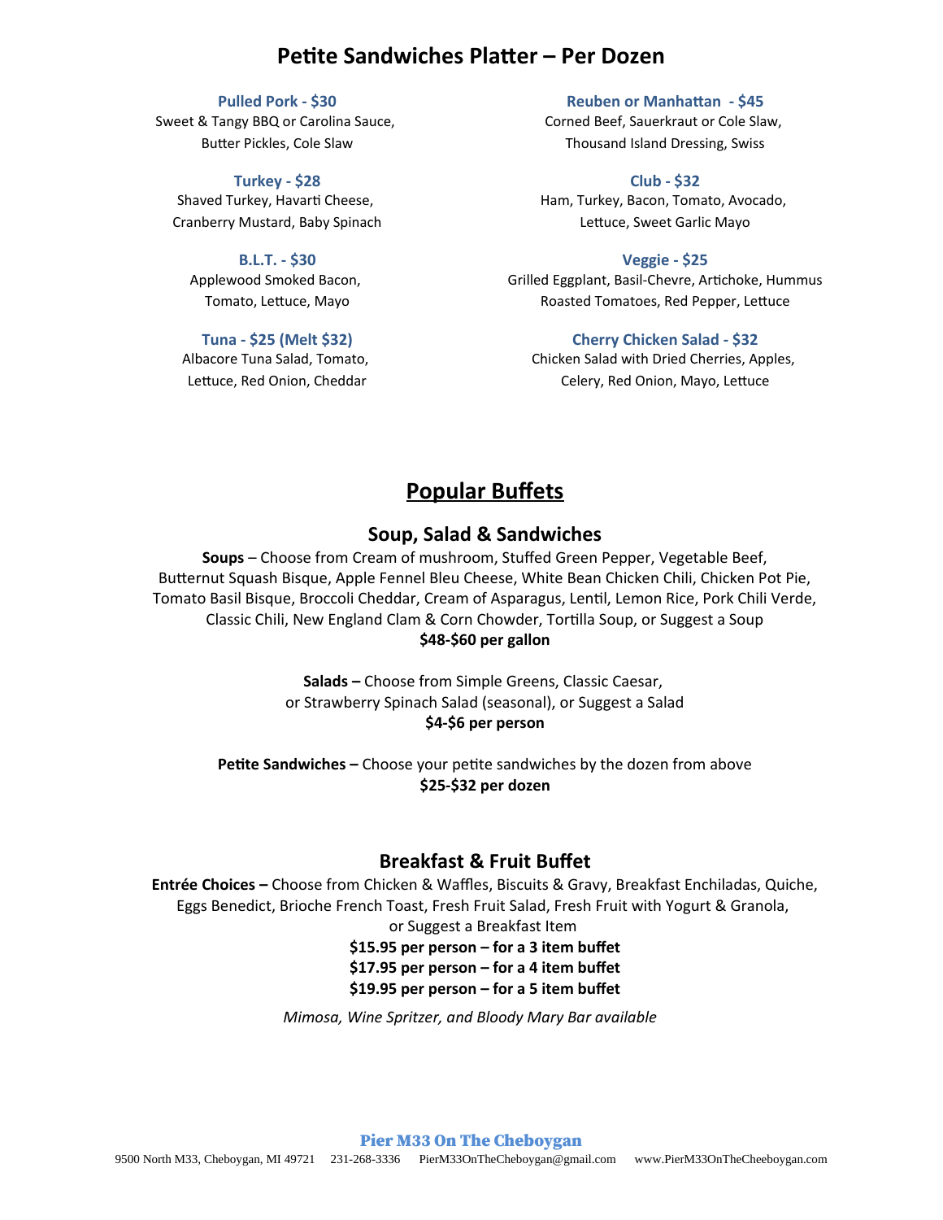# Petite Sandwiches Platter – Per Dozen

**Pulled Pork - $30**
Sweet & Tangy BBQ or Carolina Sauce,
Butter Pickles, Cole Slaw

**Turkey - $28**
Shaved Turkey, Havarti Cheese,
Cranberry Mustard, Baby Spinach

**B.L.T. - $30**
Applewood Smoked Bacon,
Tomato, Lettuce, Mayo

**Tuna - $25 (Melt $32)**
Albacore Tuna Salad, Tomato,
Lettuce, Red Onion, Cheddar

**Reuben or Manhattan - $45**
Corned Beef, Sauerkraut or Cole Slaw,
Thousand Island Dressing, Swiss

**Club - $32**
Ham, Turkey, Bacon, Tomato, Avocado,
Lettuce, Sweet Garlic Mayo

**Veggie - $25**
Grilled Eggplant, Basil-Chevre, Artichoke, Hummus
Roasted Tomatoes, Red Pepper, Lettuce

**Cherry Chicken Salad - $32**
Chicken Salad with Dried Cherries, Apples,
Celery, Red Onion, Mayo, Lettuce

# Popular Buffets

## Soup, Salad & Sandwiches

**Soups** – Choose from Cream of mushroom, Stuffed Green Pepper, Vegetable Beef, Butternut Squash Bisque, Apple Fennel Bleu Cheese, White Bean Chicken Chili, Chicken Pot Pie, Tomato Basil Bisque, Broccoli Cheddar, Cream of Asparagus, Lentil, Lemon Rice, Pork Chili Verde, Classic Chili, New England Clam & Corn Chowder, Tortilla Soup, or Suggest a Soup
**$48-$60 per gallon**

**Salads –** Choose from Simple Greens, Classic Caesar, or Strawberry Spinach Salad (seasonal), or Suggest a Salad
**$4-$6 per person**

**Petite Sandwiches –** Choose your petite sandwiches by the dozen from above
**$25-$32 per dozen**

## Breakfast & Fruit Buffet

**Entrée Choices –** Choose from Chicken & Waffles, Biscuits & Gravy, Breakfast Enchiladas, Quiche, Eggs Benedict, Brioche French Toast, Fresh Fruit Salad, Fresh Fruit with Yogurt & Granola, or Suggest a Breakfast Item

**$15.95 per person – for a 3 item buffet**
**$17.95 per person – for a 4 item buffet**
**$19.95 per person – for a 5 item buffet**

*Mimosa, Wine Spritzer, and Bloody Mary Bar available*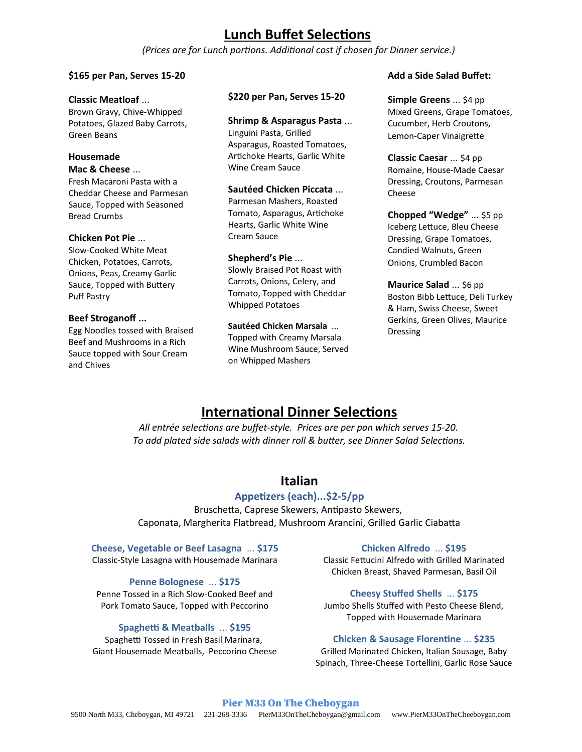# Lunch Buffet Selections

*(Prices are for Lunch portions. Additional cost if chosen for Dinner service.)*

**$165 per Pan, Serves 15-20**

**Classic Meatloaf** ...
Brown Gravy, Chive-Whipped Potatoes, Glazed Baby Carrots, Green Beans

**Housemade Mac & Cheese** ...
Fresh Macaroni Pasta with a Cheddar Cheese and Parmesan Sauce, Topped with Seasoned Bread Crumbs

**Chicken Pot Pie** ...
Slow-Cooked White Meat Chicken, Potatoes, Carrots, Onions, Peas, Creamy Garlic Sauce, Topped with Buttery Puff Pastry

**Beef Stroganoff ...**
Egg Noodles tossed with Braised Beef and Mushrooms in a Rich Sauce topped with Sour Cream and Chives

**$220 per Pan, Serves 15-20**

**Shrimp & Asparagus Pasta** ...
Linguini Pasta, Grilled Asparagus, Roasted Tomatoes, Artichoke Hearts, Garlic White Wine Cream Sauce

**Sautéed Chicken Piccata** ...
Parmesan Mashers, Roasted Tomato, Asparagus, Artichoke Hearts, Garlic White Wine Cream Sauce

**Shepherd's Pie** ...
Slowly Braised Pot Roast with Carrots, Onions, Celery, and Tomato, Topped with Cheddar Whipped Potatoes

**Sautéed Chicken Marsala** ...
Topped with Creamy Marsala Wine Mushroom Sauce, Served on Whipped Mashers

**Add a Side Salad Buffet:**

**Simple Greens** ... $4 pp
Mixed Greens, Grape Tomatoes, Cucumber, Herb Croutons, Lemon-Caper Vinaigrette

**Classic Caesar** ... $4 pp
Romaine, House-Made Caesar Dressing, Croutons, Parmesan Cheese

**Chopped "Wedge"** ... $5 pp
Iceberg Lettuce, Bleu Cheese Dressing, Grape Tomatoes, Candied Walnuts, Green Onions, Crumbled Bacon

**Maurice Salad** ... $6 pp
Boston Bibb Lettuce, Deli Turkey & Ham, Swiss Cheese, Sweet Gerkins, Green Olives, Maurice Dressing

# International Dinner Selections

*All entrée selections are buffet-style. Prices are per pan which serves 15-20.*
*To add plated side salads with dinner roll & butter, see Dinner Salad Selections.*

## Italian

### Appetizers (each)...$2-5/pp

Bruschetta, Caprese Skewers, Antipasto Skewers,
Caponata, Margherita Flatbread, Mushroom Arancini, Grilled Garlic Ciabatta

**Cheese, Vegetable or Beef Lasagna** ... **$175**
Classic-Style Lasagna with Housemade Marinara

**Penne Bolognese** ... **$175**
Penne Tossed in a Rich Slow-Cooked Beef and Pork Tomato Sauce, Topped with Peccorino

**Spaghetti & Meatballs** ... **$195**
Spaghetti Tossed in Fresh Basil Marinara, Giant Housemade Meatballs, Peccorino Cheese

**Chicken Alfredo** ... **$195**
Classic Fettucini Alfredo with Grilled Marinated Chicken Breast, Shaved Parmesan, Basil Oil

**Cheesy Stuffed Shells** ... **$175**
Jumbo Shells Stuffed with Pesto Cheese Blend, Topped with Housemade Marinara

**Chicken & Sausage Florentine** ... **$235**
Grilled Marinated Chicken, Italian Sausage, Baby Spinach, Three-Cheese Tortellini, Garlic Rose Sauce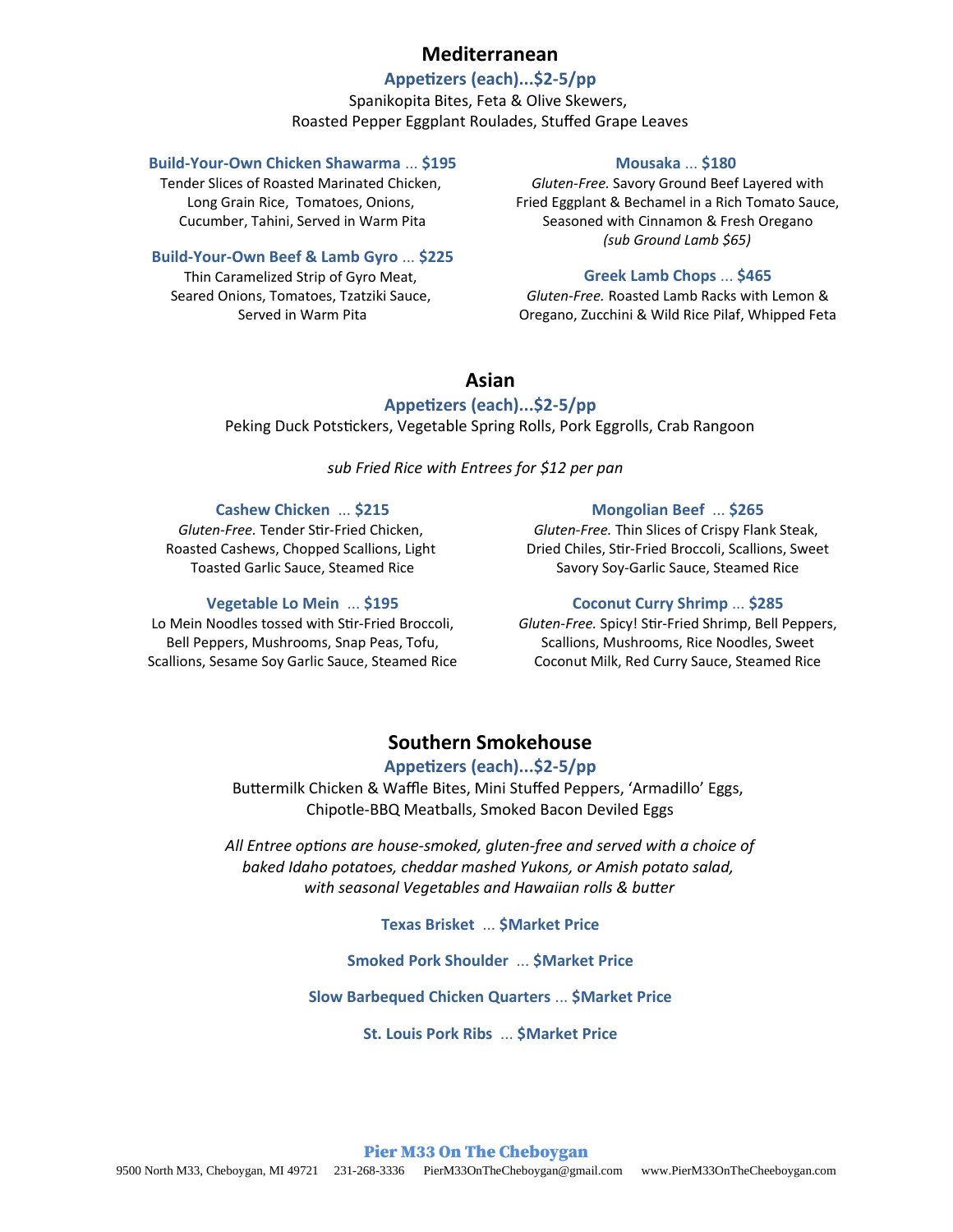## Mediterranean

### Appetizers (each)...$2-5/pp

Spanikopita Bites, Feta & Olive Skewers,
Roasted Pepper Eggplant Roulades, Stuffed Grape Leaves

**Build-Your-Own Chicken Shawarma ... $195**
Tender Slices of Roasted Marinated Chicken, Long Grain Rice, Tomatoes, Onions, Cucumber, Tahini, Served in Warm Pita

**Build-Your-Own Beef & Lamb Gyro ... $225**
Thin Caramelized Strip of Gyro Meat, Seared Onions, Tomatoes, Tzatziki Sauce, Served in Warm Pita

**Mousaka ... $180**
*Gluten-Free.* Savory Ground Beef Layered with Fried Eggplant & Bechamel in a Rich Tomato Sauce, Seasoned with Cinnamon & Fresh Oregano
*(sub Ground Lamb $65)*

**Greek Lamb Chops ... $465**
*Gluten-Free.* Roasted Lamb Racks with Lemon & Oregano, Zucchini & Wild Rice Pilaf, Whipped Feta

## Asian

### Appetizers (each)...$2-5/pp

Peking Duck Potstickers, Vegetable Spring Rolls, Pork Eggrolls, Crab Rangoon

*sub Fried Rice with Entrees for $12 per pan*

**Cashew Chicken ... $215**
*Gluten-Free.* Tender Stir-Fried Chicken, Roasted Cashews, Chopped Scallions, Light Toasted Garlic Sauce, Steamed Rice

**Vegetable Lo Mein ... $195**
Lo Mein Noodles tossed with Stir-Fried Broccoli, Bell Peppers, Mushrooms, Snap Peas, Tofu, Scallions, Sesame Soy Garlic Sauce, Steamed Rice

**Mongolian Beef ... $265**
*Gluten-Free.* Thin Slices of Crispy Flank Steak, Dried Chiles, Stir-Fried Broccoli, Scallions, Sweet Savory Soy-Garlic Sauce, Steamed Rice

**Coconut Curry Shrimp ... $285**
*Gluten-Free.* Spicy! Stir-Fried Shrimp, Bell Peppers, Scallions, Mushrooms, Rice Noodles, Sweet Coconut Milk, Red Curry Sauce, Steamed Rice

## Southern Smokehouse

### Appetizers (each)...$2-5/pp

Buttermilk Chicken & Waffle Bites, Mini Stuffed Peppers, 'Armadillo' Eggs,
Chipotle-BBQ Meatballs, Smoked Bacon Deviled Eggs

*All Entree options are house-smoked, gluten-free and served with a choice of baked Idaho potatoes, cheddar mashed Yukons, or Amish potato salad, with seasonal Vegetables and Hawaiian rolls & butter*

**Texas Brisket ... $Market Price**

**Smoked Pork Shoulder ... $Market Price**

**Slow Barbequed Chicken Quarters ... $Market Price**

**St. Louis Pork Ribs ... $Market Price**

**Pier M33 On The Cheboygan**
9500 North M33, Cheboygan, MI 49721 231-268-3336 PierM33OnTheCheboygan@gmail.com www.PierM33OnTheCheeboygan.com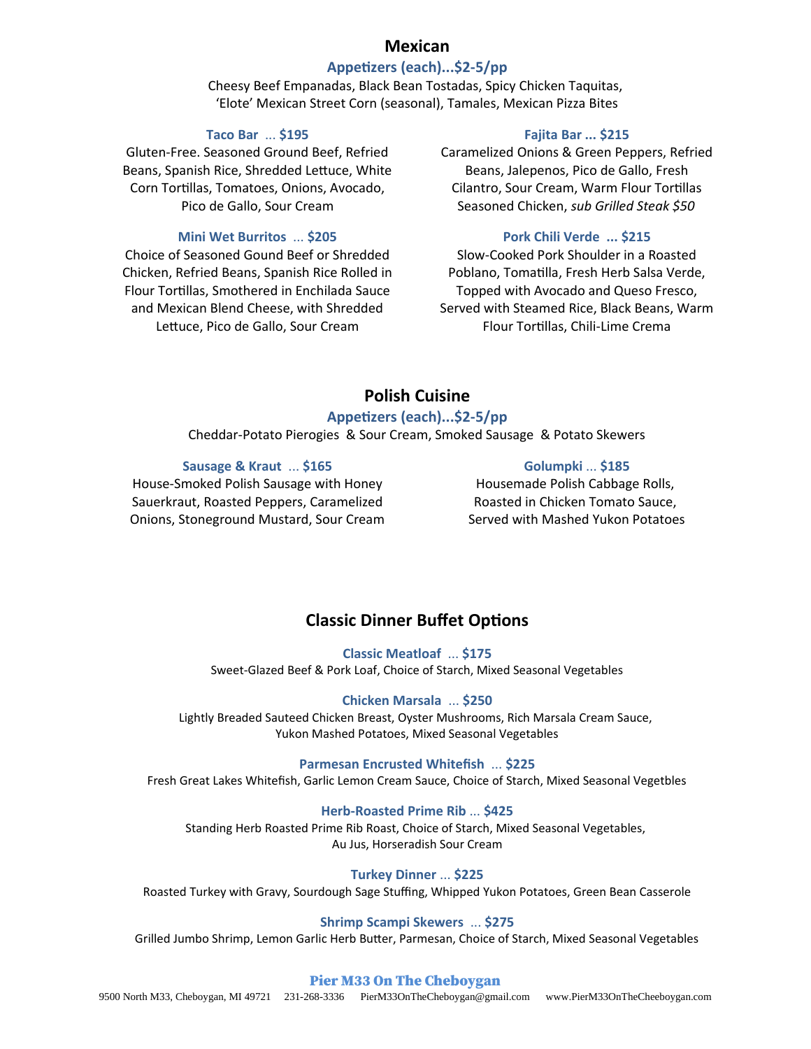## Mexican

### Appetizers (each)...$2-5/pp

Cheesy Beef Empanadas, Black Bean Tostadas, Spicy Chicken Taquitas, 'Elote' Mexican Street Corn (seasonal), Tamales, Mexican Pizza Bites

### Taco Bar ... $195

Gluten-Free. Seasoned Ground Beef, Refried Beans, Spanish Rice, Shredded Lettuce, White Corn Tortillas, Tomatoes, Onions, Avocado, Pico de Gallo, Sour Cream

### Mini Wet Burritos ... $205

Choice of Seasoned Gound Beef or Shredded Chicken, Refried Beans, Spanish Rice Rolled in Flour Tortillas, Smothered in Enchilada Sauce and Mexican Blend Cheese, with Shredded Lettuce, Pico de Gallo, Sour Cream

### Fajita Bar ... $215

Caramelized Onions & Green Peppers, Refried Beans, Jalepenos, Pico de Gallo, Fresh Cilantro, Sour Cream, Warm Flour Tortillas Seasoned Chicken, *sub Grilled Steak $50*

### Pork Chili Verde ... $215

Slow-Cooked Pork Shoulder in a Roasted Poblano, Tomatilla, Fresh Herb Salsa Verde, Topped with Avocado and Queso Fresco, Served with Steamed Rice, Black Beans, Warm Flour Tortillas, Chili-Lime Crema

## Polish Cuisine

### Appetizers (each)...$2-5/pp

Cheddar-Potato Pierogies & Sour Cream, Smoked Sausage & Potato Skewers

### Sausage & Kraut ... $165

House-Smoked Polish Sausage with Honey Sauerkraut, Roasted Peppers, Caramelized Onions, Stoneground Mustard, Sour Cream

### Golumpki ... $185

Housemade Polish Cabbage Rolls, Roasted in Chicken Tomato Sauce, Served with Mashed Yukon Potatoes

## Classic Dinner Buffet Options

### Classic Meatloaf ... $175

Sweet-Glazed Beef & Pork Loaf, Choice of Starch, Mixed Seasonal Vegetables

### Chicken Marsala ... $250

Lightly Breaded Sauteed Chicken Breast, Oyster Mushrooms, Rich Marsala Cream Sauce, Yukon Mashed Potatoes, Mixed Seasonal Vegetables

### Parmesan Encrusted Whitefish ... $225

Fresh Great Lakes Whitefish, Garlic Lemon Cream Sauce, Choice of Starch, Mixed Seasonal Vegetbles

### Herb-Roasted Prime Rib ... $425

Standing Herb Roasted Prime Rib Roast, Choice of Starch, Mixed Seasonal Vegetables, Au Jus, Horseradish Sour Cream

### Turkey Dinner ... $225

Roasted Turkey with Gravy, Sourdough Sage Stuffing, Whipped Yukon Potatoes, Green Bean Casserole

### Shrimp Scampi Skewers ... $275

Grilled Jumbo Shrimp, Lemon Garlic Herb Butter, Parmesan, Choice of Starch, Mixed Seasonal Vegetables

**Pier M33 On The Cheboygan**

9500 North M33, Cheboygan, MI 49721 231-268-3336 PierM33OnTheCheboygan@gmail.com www.PierM33OnTheCheeboygan.com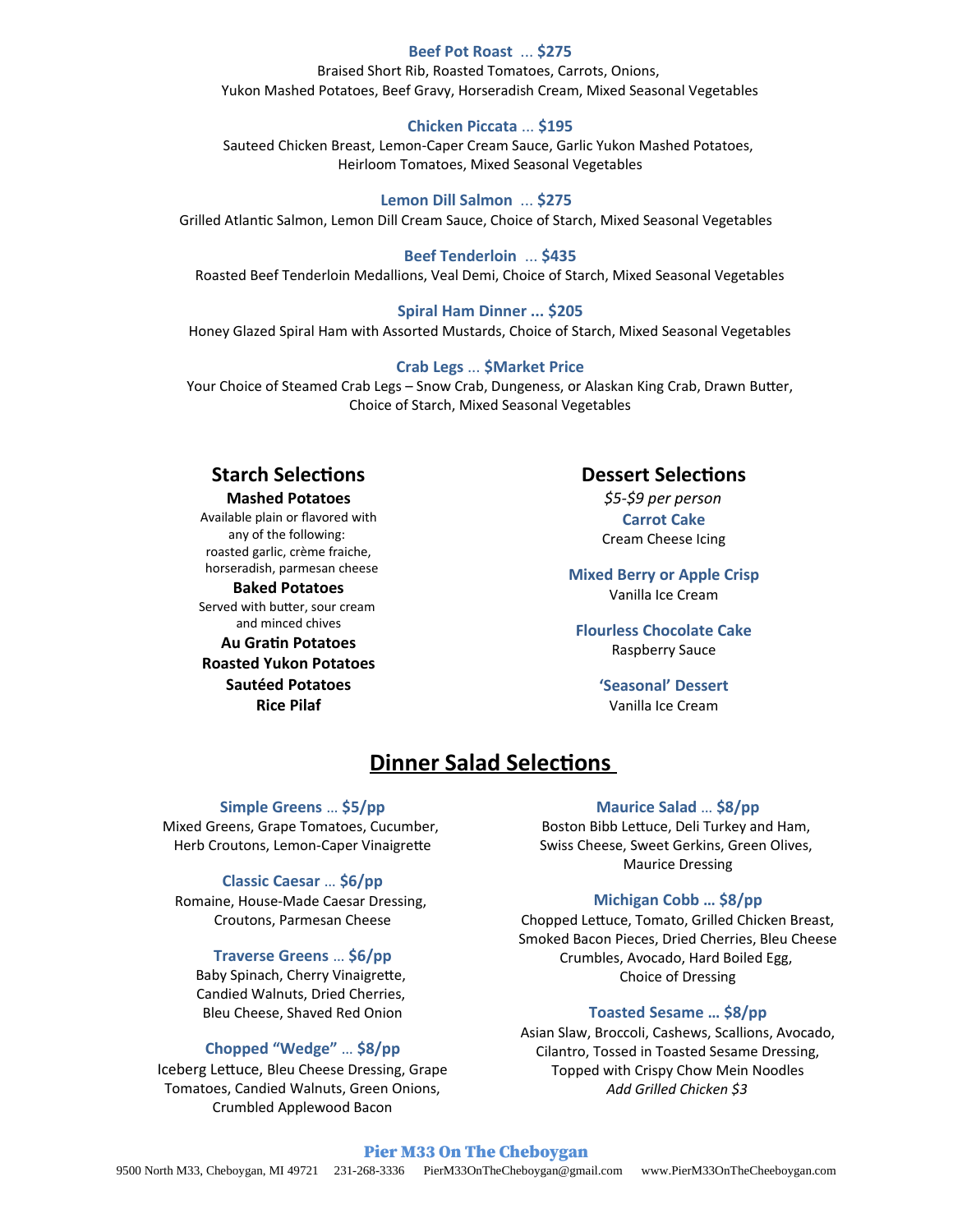**Beef Pot Roast ... $275**
Braised Short Rib, Roasted Tomatoes, Carrots, Onions,
Yukon Mashed Potatoes, Beef Gravy, Horseradish Cream, Mixed Seasonal Vegetables

**Chicken Piccata ... $195**
Sauteed Chicken Breast, Lemon-Caper Cream Sauce, Garlic Yukon Mashed Potatoes,
Heirloom Tomatoes, Mixed Seasonal Vegetables

**Lemon Dill Salmon ... $275**
Grilled Atlantic Salmon, Lemon Dill Cream Sauce, Choice of Starch, Mixed Seasonal Vegetables

**Beef Tenderloin ... $435**
Roasted Beef Tenderloin Medallions, Veal Demi, Choice of Starch, Mixed Seasonal Vegetables

**Spiral Ham Dinner ... $205**
Honey Glazed Spiral Ham with Assorted Mustards, Choice of Starch, Mixed Seasonal Vegetables

**Crab Legs ... $Market Price**
Your Choice of Steamed Crab Legs – Snow Crab, Dungeness, or Alaskan King Crab, Drawn Butter,
Choice of Starch, Mixed Seasonal Vegetables

## Starch Selections

**Mashed Potatoes**
Available plain or flavored with any of the following: roasted garlic, crème fraiche, horseradish, parmesan cheese

**Baked Potatoes**
Served with butter, sour cream and minced chives

**Au Gratin Potatoes**

**Roasted Yukon Potatoes**

**Sautéed Potatoes**

**Rice Pilaf**

## Dessert Selections

*$5-$9 per person*

**Carrot Cake**
Cream Cheese Icing

**Mixed Berry or Apple Crisp**
Vanilla Ice Cream

**Flourless Chocolate Cake**
Raspberry Sauce

**'Seasonal' Dessert**
Vanilla Ice Cream

## Dinner Salad Selections

**Simple Greens ... $5/pp**
Mixed Greens, Grape Tomatoes, Cucumber, Herb Croutons, Lemon-Caper Vinaigrette

**Classic Caesar ... $6/pp**
Romaine, House-Made Caesar Dressing, Croutons, Parmesan Cheese

**Traverse Greens ... $6/pp**
Baby Spinach, Cherry Vinaigrette, Candied Walnuts, Dried Cherries, Bleu Cheese, Shaved Red Onion

**Chopped "Wedge" ... $8/pp**
Iceberg Lettuce, Bleu Cheese Dressing, Grape Tomatoes, Candied Walnuts, Green Onions, Crumbled Applewood Bacon

**Maurice Salad ... $8/pp**
Boston Bibb Lettuce, Deli Turkey and Ham, Swiss Cheese, Sweet Gerkins, Green Olives, Maurice Dressing

**Michigan Cobb ... $8/pp**
Chopped Lettuce, Tomato, Grilled Chicken Breast, Smoked Bacon Pieces, Dried Cherries, Bleu Cheese Crumbles, Avocado, Hard Boiled Egg, Choice of Dressing

**Toasted Sesame ... $8/pp**
Asian Slaw, Broccoli, Cashews, Scallions, Avocado, Cilantro, Tossed in Toasted Sesame Dressing, Topped with Crispy Chow Mein Noodles
*Add Grilled Chicken $3*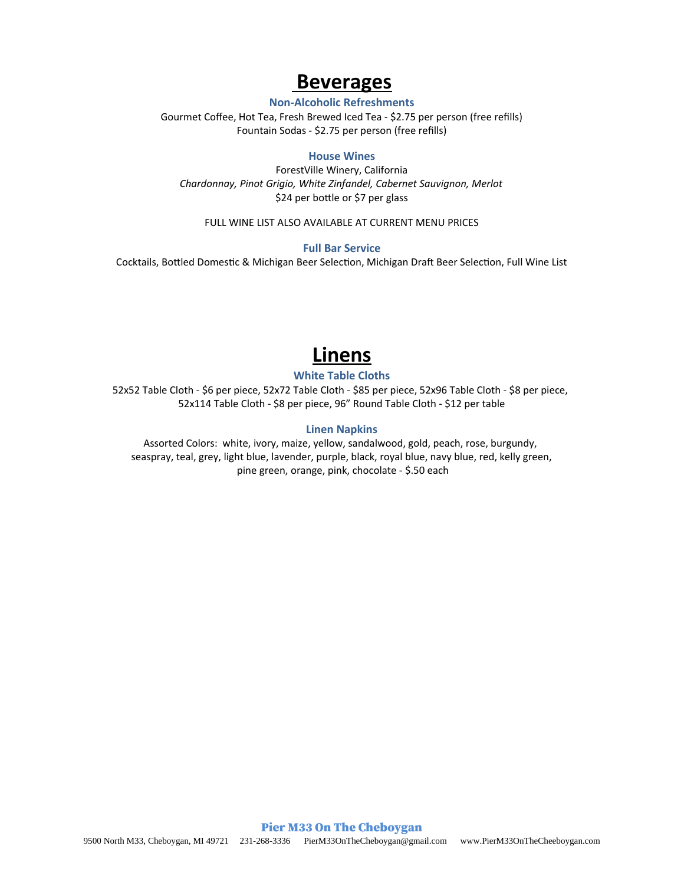# Beverages

### Non-Alcoholic Refreshments

Gourmet Coffee, Hot Tea, Fresh Brewed Iced Tea - $2.75 per person (free refills)
Fountain Sodas - $2.75 per person (free refills)

### House Wines

ForestVille Winery, California
*Chardonnay, Pinot Grigio, White Zinfandel, Cabernet Sauvignon, Merlot*
$24 per bottle or $7 per glass

FULL WINE LIST ALSO AVAILABLE AT CURRENT MENU PRICES

### Full Bar Service

Cocktails, Bottled Domestic & Michigan Beer Selection, Michigan Draft Beer Selection, Full Wine List

# Linens

### White Table Cloths

52x52 Table Cloth - $6 per piece, 52x72 Table Cloth - $85 per piece, 52x96 Table Cloth - $8 per piece, 52x114 Table Cloth - $8 per piece, 96" Round Table Cloth - $12 per table

### Linen Napkins

Assorted Colors: white, ivory, maize, yellow, sandalwood, gold, peach, rose, burgundy, seaspray, teal, grey, light blue, lavender, purple, black, royal blue, navy blue, red, kelly green, pine green, orange, pink, chocolate - $.50 each